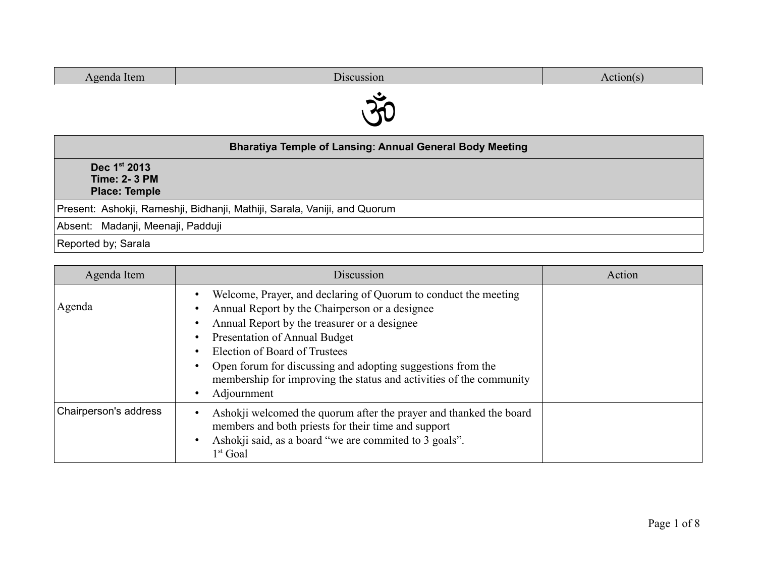| Agenda Item | Discussion | Action(s) |
|---|---|---|

ॐ

| Bharatiya Temple of Lansing: Annual General Body Meeting |
|---|
| **Dec 1st 2013**<br>**Time: 2- 3 PM**<br>**Place: Temple** |
| Present: Ashokji, Rameshji, Bidhanji, Mathiji, Sarala, Vaniji, and Quorum |
| Absent: Madanji, Meenaji, Padduji |
| Reported by; Sarala |

| Agenda Item | Discussion | Action |
|---|---|---|
| Agenda | • Welcome, Prayer, and declaring of Quorum to conduct the meeting<br>• Annual Report by the Chairperson or a designee<br>• Annual Report by the treasurer or a designee<br>• Presentation of Annual Budget<br>• Election of Board of Trustees<br>• Open forum for discussing and adopting suggestions from the membership for improving the status and activities of the community<br>• Adjournment | |
| Chairperson's address | • Ashokji welcomed the quorum after the prayer and thanked the board members and both priests for their time and support<br>• Ashokji said, as a board "we are commited to 3 goals".<br>1st Goal | |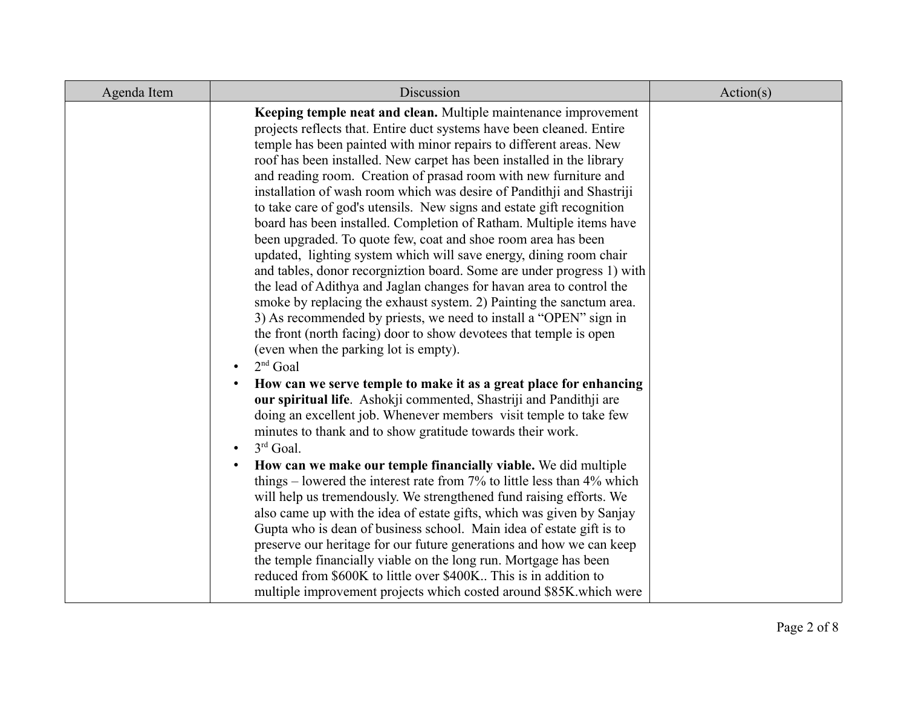| Agenda Item | Discussion | Action(s) |
|---|---|---|
| | **Keeping temple neat and clean.** Multiple maintenance improvement projects reflects that. Entire duct systems have been cleaned. Entire temple has been painted with minor repairs to different areas. New roof has been installed. New carpet has been installed in the library and reading room. Creation of prasad room with new furniture and installation of wash room which was desire of Pandithji and Shastriji to take care of god's utensils. New signs and estate gift recognition board has been installed. Completion of Ratham. Multiple items have been upgraded. To quote few, coat and shoe room area has been updated, lighting system which will save energy, dining room chair and tables, donor recorgniztion board. Some are under progress 1) with the lead of Adithya and Jaglan changes for havan area to control the smoke by replacing the exhaust system. 2) Painting the sanctum area. 3) As recommended by priests, we need to install a "OPEN" sign in the front (north facing) door to show devotees that temple is open (even when the parking lot is empty).<br>• 2nd Goal<br>• **How can we serve temple to make it as a great place for enhancing our spiritual life**. Ashokji commented, Shastriji and Pandithji are doing an excellent job. Whenever members visit temple to take few minutes to thank and to show gratitude towards their work.<br>• 3rd Goal.<br>• **How can we make our temple financially viable.** We did multiple things – lowered the interest rate from 7% to little less than 4% which will help us tremendously. We strengthened fund raising efforts. We also came up with the idea of estate gifts, which was given by Sanjay Gupta who is dean of business school. Main idea of estate gift is to preserve our heritage for our future generations and how we can keep the temple financially viable on the long run. Mortgage has been reduced from $600K to little over $400K.. This is in addition to multiple improvement projects which costed around $85K.which were | |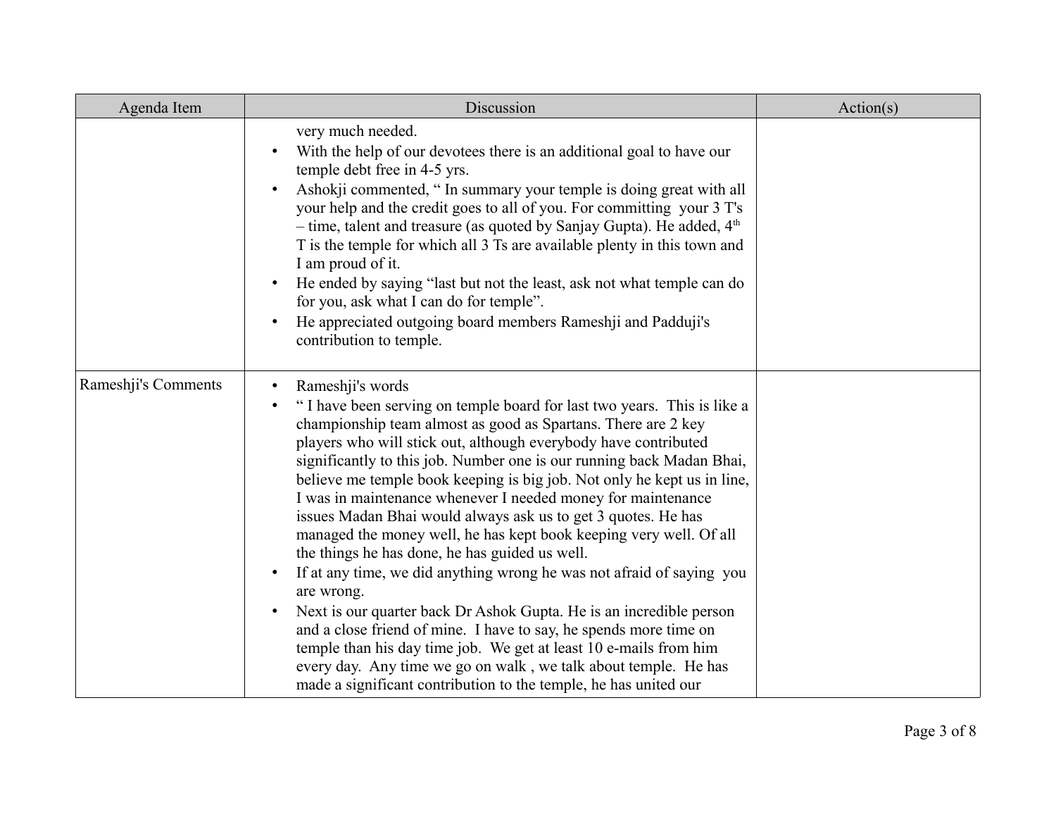| Agenda Item | Discussion | Action(s) |
|---|---|---|
| | very much needed.<br>• With the help of our devotees there is an additional goal to have our temple debt free in 4-5 yrs.<br>• Ashokji commented, " In summary your temple is doing great with all your help and the credit goes to all of you. For committing your 3 T's – time, talent and treasure (as quoted by Sanjay Gupta). He added, 4th T is the temple for which all 3 Ts are available plenty in this town and I am proud of it.<br>• He ended by saying "last but not the least, ask not what temple can do for you, ask what I can do for temple".<br>• He appreciated outgoing board members Rameshji and Padduji's contribution to temple. | |
| Rameshji's Comments | • Rameshji's words<br>• " I have been serving on temple board for last two years. This is like a championship team almost as good as Spartans. There are 2 key players who will stick out, although everybody have contributed significantly to this job. Number one is our running back Madan Bhai, believe me temple book keeping is big job. Not only he kept us in line, I was in maintenance whenever I needed money for maintenance issues Madan Bhai would always ask us to get 3 quotes. He has managed the money well, he has kept book keeping very well. Of all the things he has done, he has guided us well.<br>• If at any time, we did anything wrong he was not afraid of saying you are wrong.<br>• Next is our quarter back Dr Ashok Gupta. He is an incredible person and a close friend of mine. I have to say, he spends more time on temple than his day time job. We get at least 10 e-mails from him every day. Any time we go on walk , we talk about temple. He has made a significant contribution to the temple, he has united our | |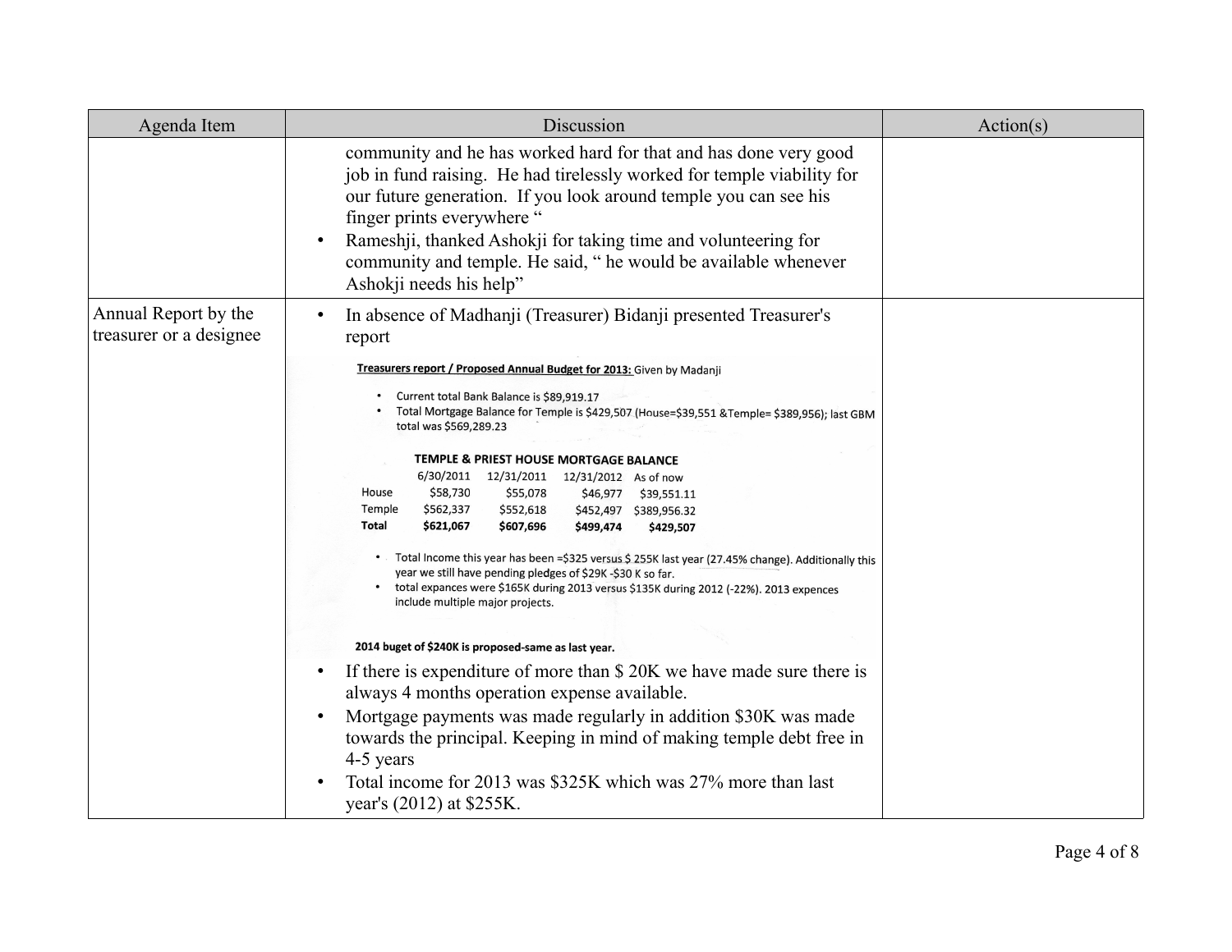| Agenda Item | Discussion | Action(s) |
| --- | --- | --- |
| | community and he has worked hard for that and has done very good job in fund raising. He had tirelessly worked for temple viability for our future generation. If you look around temple you can see his finger prints everywhere "<br>• Rameshji, thanked Ashokji for taking time and volunteering for community and temple. He said, " he would be available whenever Ashokji needs his help" | |
| Annual Report by the treasurer or a designee | • In absence of Madhanji (Treasurer) Bidanji presented Treasurer's report | |

**Treasurers report / Proposed Annual Budget for 2013:** Given by Madanji

- Current total Bank Balance is $89,919.17
- Total Mortgage Balance for Temple is $429,507 (House=$39,551 &Temple= $389,956); last GBM total was $569,289.23

**TEMPLE & PRIEST HOUSE MORTGAGE BALANCE**

| | 6/30/2011 | 12/31/2011 | 12/31/2012 | As of now |
| --- | --- | --- | --- | --- |
| House | $58,730 | $55,078 | $46,977 | $39,551.11 |
| Temple | $562,337 | $552,618 | $452,497 | $389,956.32 |
| **Total** | **$621,067** | **$607,696** | **$499,474** | **$429,507** |

- Total Income this year has been =$325 versus $ 255K last year (27.45% change). Additionally this year we still have pending pledges of $29K -$30 K so far.
- total expances were $165K during 2013 versus $135K during 2012 (-22%). 2013 expences include multiple major projects.

**2014 buget of $240K is proposed-same as last year.**

- If there is expenditure of more than $ 20K we have made sure there is always 4 months operation expense available.
- Mortgage payments was made regularly in addition $30K was made towards the principal. Keeping in mind of making temple debt free in 4-5 years
- Total income for 2013 was $325K which was 27% more than last year's (2012) at $255K.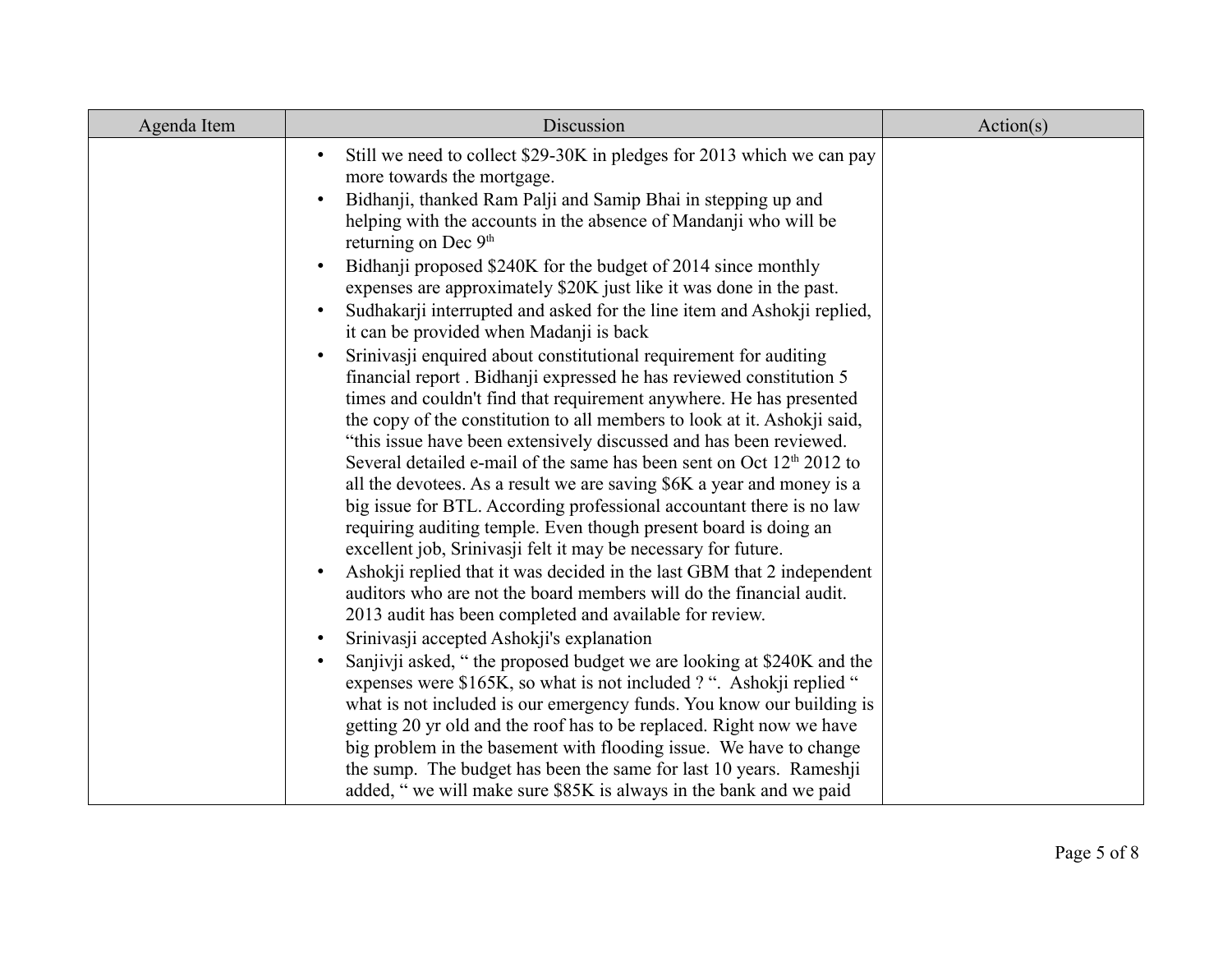| Agenda Item | Discussion | Action(s) |
|---|---|---|
| | • Still we need to collect \$29-30K in pledges for 2013 which we can pay more towards the mortgage.<br>• Bidhanji, thanked Ram Palji and Samip Bhai in stepping up and helping with the accounts in the absence of Mandanji who will be returning on Dec 9th<br>• Bidhanji proposed \$240K for the budget of 2014 since monthly expenses are approximately \$20K just like it was done in the past.<br>• Sudhakarji interrupted and asked for the line item and Ashokji replied, it can be provided when Madanji is back<br>• Srinivasji enquired about constitutional requirement for auditing financial report . Bidhanji expressed he has reviewed constitution 5 times and couldn't find that requirement anywhere. He has presented the copy of the constitution to all members to look at it. Ashokji said, "this issue have been extensively discussed and has been reviewed. Several detailed e-mail of the same has been sent on Oct 12th 2012 to all the devotees. As a result we are saving \$6K a year and money is a big issue for BTL. According professional accountant there is no law requiring auditing temple. Even though present board is doing an excellent job, Srinivasji felt it may be necessary for future.<br>• Ashokji replied that it was decided in the last GBM that 2 independent auditors who are not the board members will do the financial audit. 2013 audit has been completed and available for review.<br>• Srinivasji accepted Ashokji's explanation<br>• Sanjivji asked, " the proposed budget we are looking at \$240K and the expenses were \$165K, so what is not included ? ". Ashokji replied " what is not included is our emergency funds. You know our building is getting 20 yr old and the roof has to be replaced. Right now we have big problem in the basement with flooding issue. We have to change the sump. The budget has been the same for last 10 years. Rameshji added, " we will make sure \$85K is always in the bank and we paid | |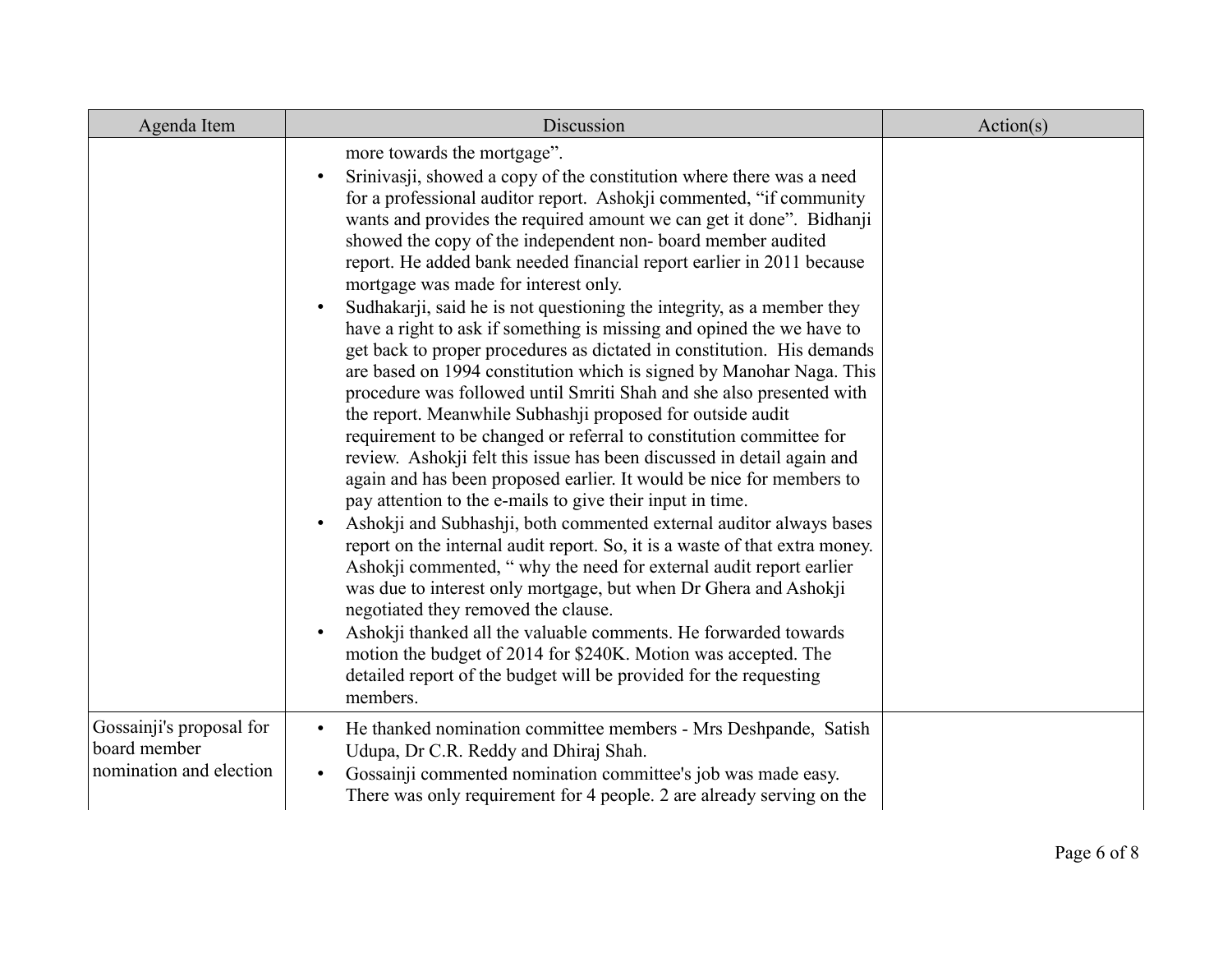| Agenda Item | Discussion | Action(s) |
|---|---|---|
| | more towards the mortgage".<br>• Srinivasji, showed a copy of the constitution where there was a need for a professional auditor report. Ashokji commented, "if community wants and provides the required amount we can get it done". Bidhanji showed the copy of the independent non- board member audited report. He added bank needed financial report earlier in 2011 because mortgage was made for interest only.<br>• Sudhakarji, said he is not questioning the integrity, as a member they have a right to ask if something is missing and opined the we have to get back to proper procedures as dictated in constitution. His demands are based on 1994 constitution which is signed by Manohar Naga. This procedure was followed until Smriti Shah and she also presented with the report. Meanwhile Subhashji proposed for outside audit requirement to be changed or referral to constitution committee for review. Ashokji felt this issue has been discussed in detail again and again and has been proposed earlier. It would be nice for members to pay attention to the e-mails to give their input in time.<br>• Ashokji and Subhashji, both commented external auditor always bases report on the internal audit report. So, it is a waste of that extra money. Ashokji commented, " why the need for external audit report earlier was due to interest only mortgage, but when Dr Ghera and Ashokji negotiated they removed the clause.<br>• Ashokji thanked all the valuable comments. He forwarded towards motion the budget of 2014 for $240K. Motion was accepted. The detailed report of the budget will be provided for the requesting members. | |
| Gossainji's proposal for board member nomination and election | • He thanked nomination committee members - Mrs Deshpande, Satish Udupa, Dr C.R. Reddy and Dhiraj Shah.<br>• Gossainji commented nomination committee's job was made easy. There was only requirement for 4 people. 2 are already serving on the | |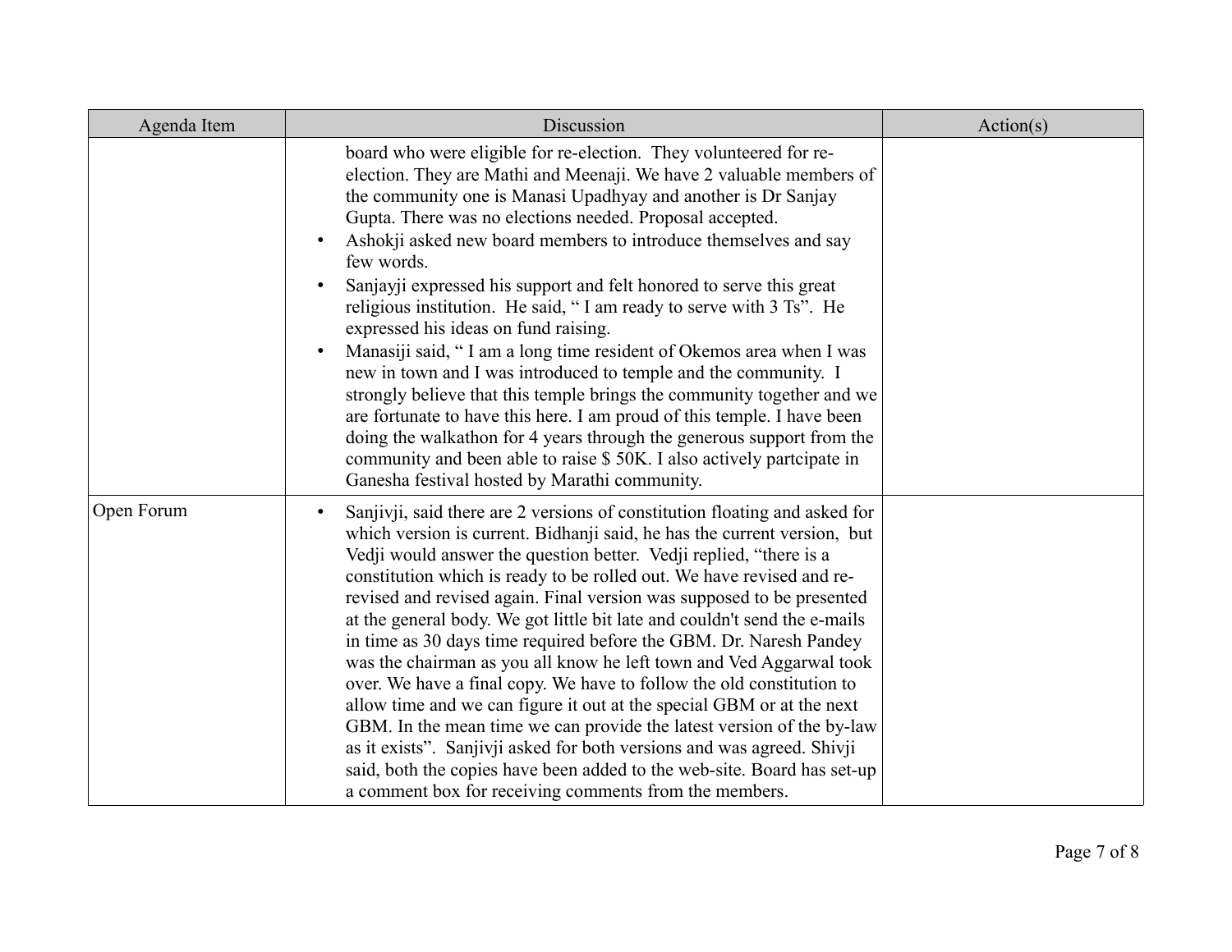| Agenda Item | Discussion | Action(s) |
|---|---|---|
| | board who were eligible for re-election. They volunteered for re-election. They are Mathi and Meenaji. We have 2 valuable members of the community one is Manasi Upadhyay and another is Dr Sanjay Gupta. There was no elections needed. Proposal accepted.<br>• Ashokji asked new board members to introduce themselves and say few words.<br>• Sanjayji expressed his support and felt honored to serve this great religious institution. He said, " I am ready to serve with 3 Ts". He expressed his ideas on fund raising.<br>• Manasiji said, " I am a long time resident of Okemos area when I was new in town and I was introduced to temple and the community. I strongly believe that this temple brings the community together and we are fortunate to have this here. I am proud of this temple. I have been doing the walkathon for 4 years through the generous support from the community and been able to raise $ 50K. I also actively partcipate in Ganesha festival hosted by Marathi community. | |
| Open Forum | • Sanjivji, said there are 2 versions of constitution floating and asked for which version is current. Bidhanji said, he has the current version, but Vedji would answer the question better. Vedji replied, "there is a constitution which is ready to be rolled out. We have revised and re-revised and revised again. Final version was supposed to be presented at the general body. We got little bit late and couldn't send the e-mails in time as 30 days time required before the GBM. Dr. Naresh Pandey was the chairman as you all know he left town and Ved Aggarwal took over. We have a final copy. We have to follow the old constitution to allow time and we can figure it out at the special GBM or at the next GBM. In the mean time we can provide the latest version of the by-law as it exists". Sanjivji asked for both versions and was agreed. Shivji said, both the copies have been added to the web-site. Board has set-up a comment box for receiving comments from the members. | |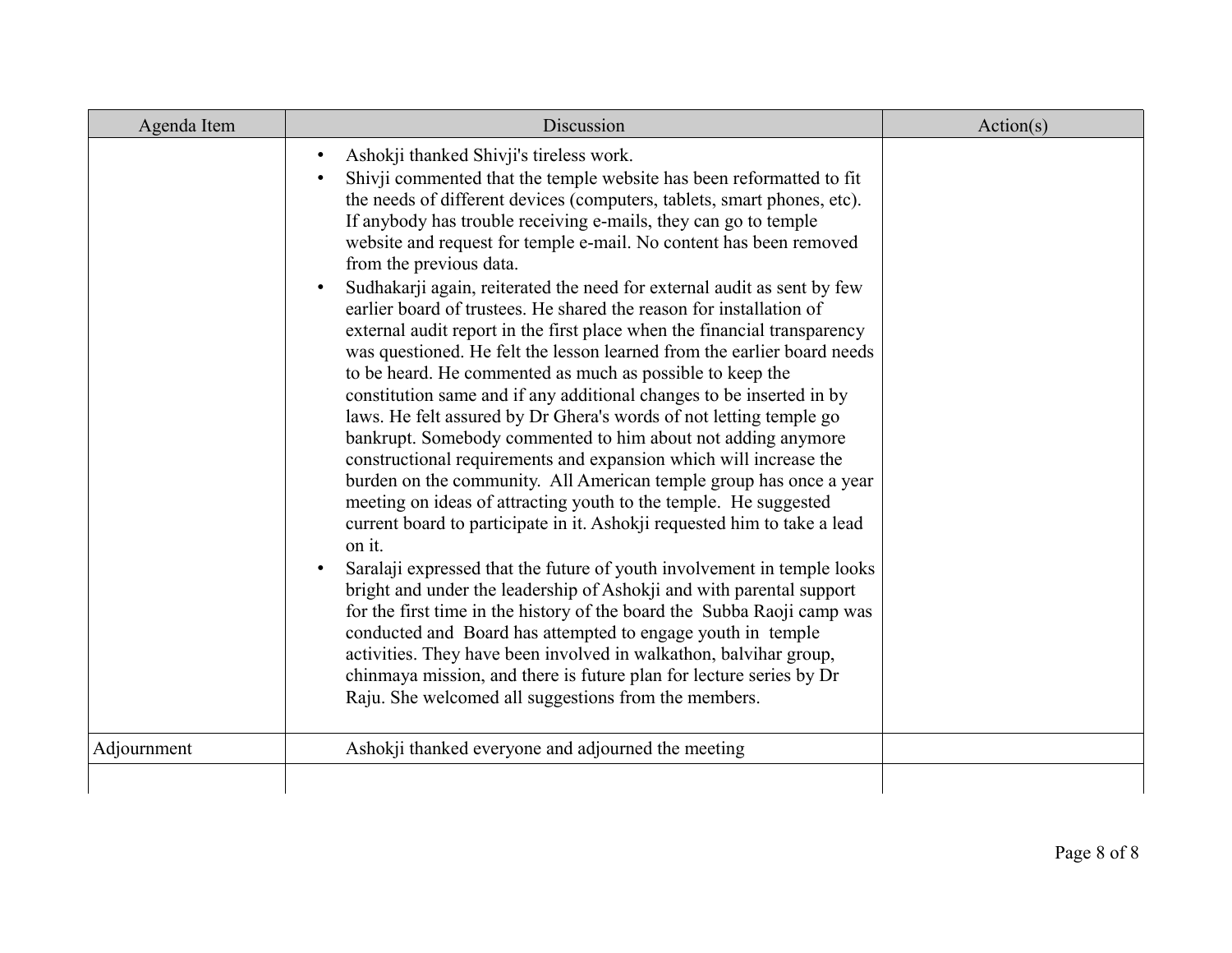| Agenda Item | Discussion | Action(s) |
|---|---|---|
| | • Ashokji thanked Shivji's tireless work.<br>• Shivji commented that the temple website has been reformatted to fit the needs of different devices (computers, tablets, smart phones, etc). If anybody has trouble receiving e-mails, they can go to temple website and request for temple e-mail. No content has been removed from the previous data.<br>• Sudhakarji again, reiterated the need for external audit as sent by few earlier board of trustees. He shared the reason for installation of external audit report in the first place when the financial transparency was questioned. He felt the lesson learned from the earlier board needs to be heard. He commented as much as possible to keep the constitution same and if any additional changes to be inserted in by laws. He felt assured by Dr Ghera's words of not letting temple go bankrupt. Somebody commented to him about not adding anymore constructional requirements and expansion which will increase the burden on the community. All American temple group has once a year meeting on ideas of attracting youth to the temple. He suggested current board to participate in it. Ashokji requested him to take a lead on it.<br>• Saralaji expressed that the future of youth involvement in temple looks bright and under the leadership of Ashokji and with parental support for the first time in the history of the board the Subba Raoji camp was conducted and Board has attempted to engage youth in temple activities. They have been involved in walkathon, balvihar group, chinmaya mission, and there is future plan for lecture series by Dr Raju. She welcomed all suggestions from the members. | |
| Adjournment | Ashokji thanked everyone and adjourned the meeting | |
| | | |